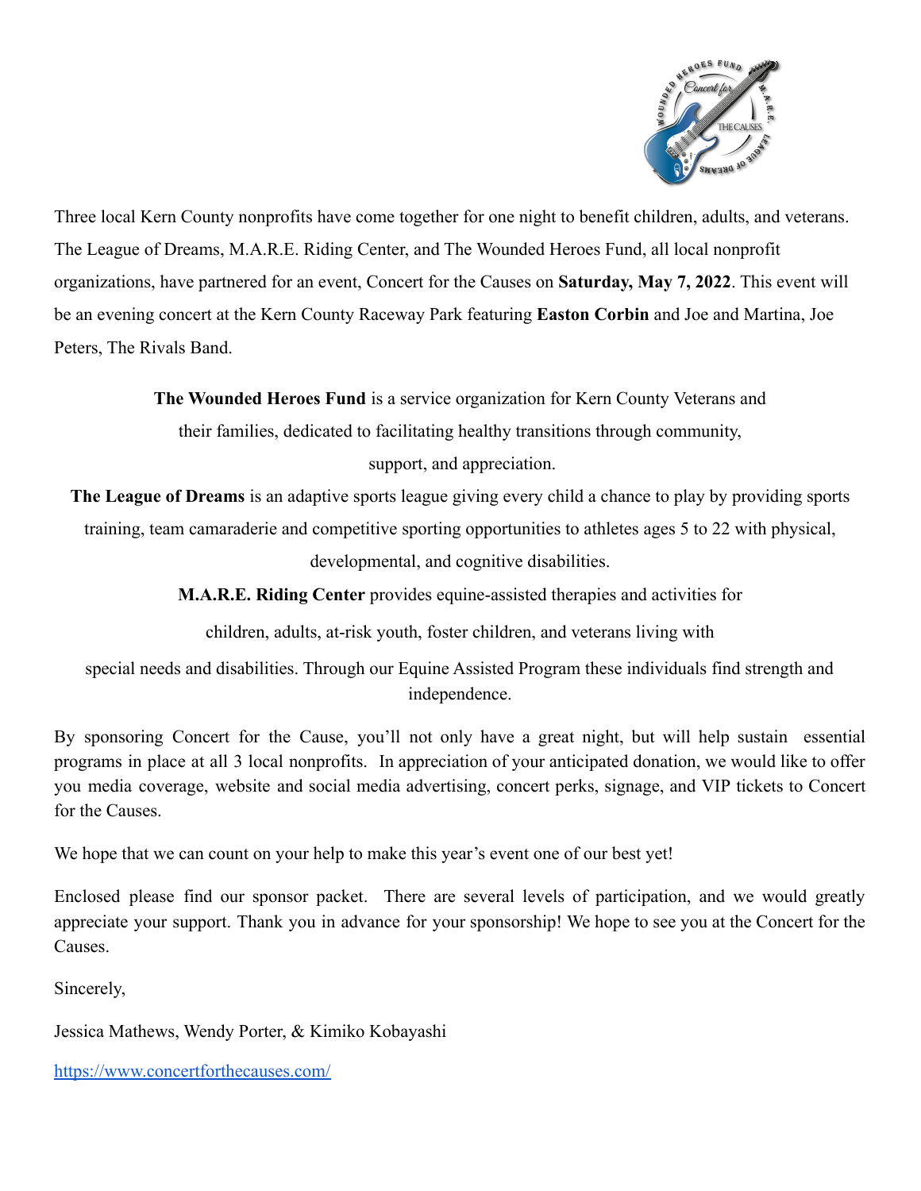Three local Kern County nonprofits have come together for one night to benefit children, adults, and veterans. The League of Dreams, M.A.R.E. Riding Center, and The Wounded Heroes Fund, all local nonprofit organizations, have partnered for an event, Concert for the Causes on **Saturday, May 7, 2022**. This event will be an evening concert at the Kern County Raceway Park featuring **Easton Corbin** and Joe and Martina, Joe Peters, The Rivals Band.

**The Wounded Heroes Fund** is a service organization for Kern County Veterans and their families, dedicated to facilitating healthy transitions through community, support, and appreciation.

**The League of Dreams** is an adaptive sports league giving every child a chance to play by providing sports training, team camaraderie and competitive sporting opportunities to athletes ages 5 to 22 with physical, developmental, and cognitive disabilities.

**M.A.R.E. Riding Center** provides equine-assisted therapies and activities for children, adults, at-risk youth, foster children, and veterans living with special needs and disabilities. Through our Equine Assisted Program these individuals find strength and independence.

By sponsoring Concert for the Cause, you'll not only have a great night, but will help sustain essential programs in place at all 3 local nonprofits. In appreciation of your anticipated donation, we would like to offer you media coverage, website and social media advertising, concert perks, signage, and VIP tickets to Concert for the Causes.

We hope that we can count on your help to make this year's event one of our best yet!

Enclosed please find our sponsor packet. There are several levels of participation, and we would greatly appreciate your support. Thank you in advance for your sponsorship! We hope to see you at the Concert for the Causes.

Sincerely,

Jessica Mathews, Wendy Porter, & Kimiko Kobayashi

https://www.concertforthecauses.com/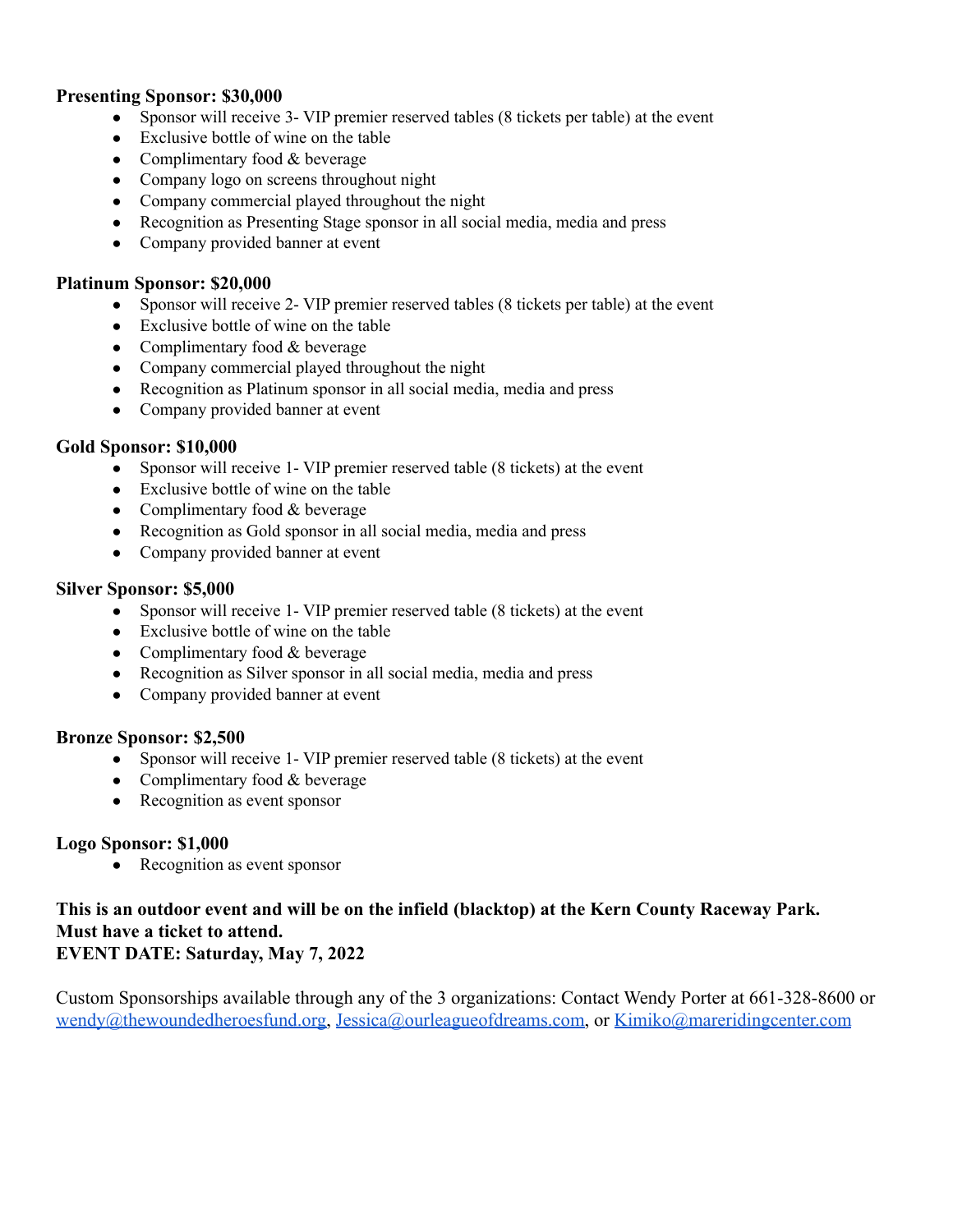**Presenting Sponsor: $30,000**

- Sponsor will receive 3- VIP premier reserved tables (8 tickets per table) at the event
- Exclusive bottle of wine on the table
- Complimentary food & beverage
- Company logo on screens throughout night
- Company commercial played throughout the night
- Recognition as Presenting Stage sponsor in all social media, media and press
- Company provided banner at event

**Platinum Sponsor: $20,000**

- Sponsor will receive 2- VIP premier reserved tables (8 tickets per table) at the event
- Exclusive bottle of wine on the table
- Complimentary food & beverage
- Company commercial played throughout the night
- Recognition as Platinum sponsor in all social media, media and press
- Company provided banner at event

**Gold Sponsor: $10,000**

- Sponsor will receive 1- VIP premier reserved table (8 tickets) at the event
- Exclusive bottle of wine on the table
- Complimentary food & beverage
- Recognition as Gold sponsor in all social media, media and press
- Company provided banner at event

**Silver Sponsor: $5,000**

- Sponsor will receive 1- VIP premier reserved table (8 tickets) at the event
- Exclusive bottle of wine on the table
- Complimentary food & beverage
- Recognition as Silver sponsor in all social media, media and press
- Company provided banner at event

**Bronze Sponsor: $2,500**

- Sponsor will receive 1- VIP premier reserved table (8 tickets) at the event
- Complimentary food & beverage
- Recognition as event sponsor

**Logo Sponsor: $1,000**

- Recognition as event sponsor

**This is an outdoor event and will be on the infield (blacktop) at the Kern County Raceway Park.**
**Must have a ticket to attend.**
**EVENT DATE: Saturday, May 7, 2022**

Custom Sponsorships available through any of the 3 organizations: Contact Wendy Porter at 661-328-8600 or wendy@thewoundedheroesfund.org, Jessica@ourleagueofdreams.com, or Kimiko@mareridingcenter.com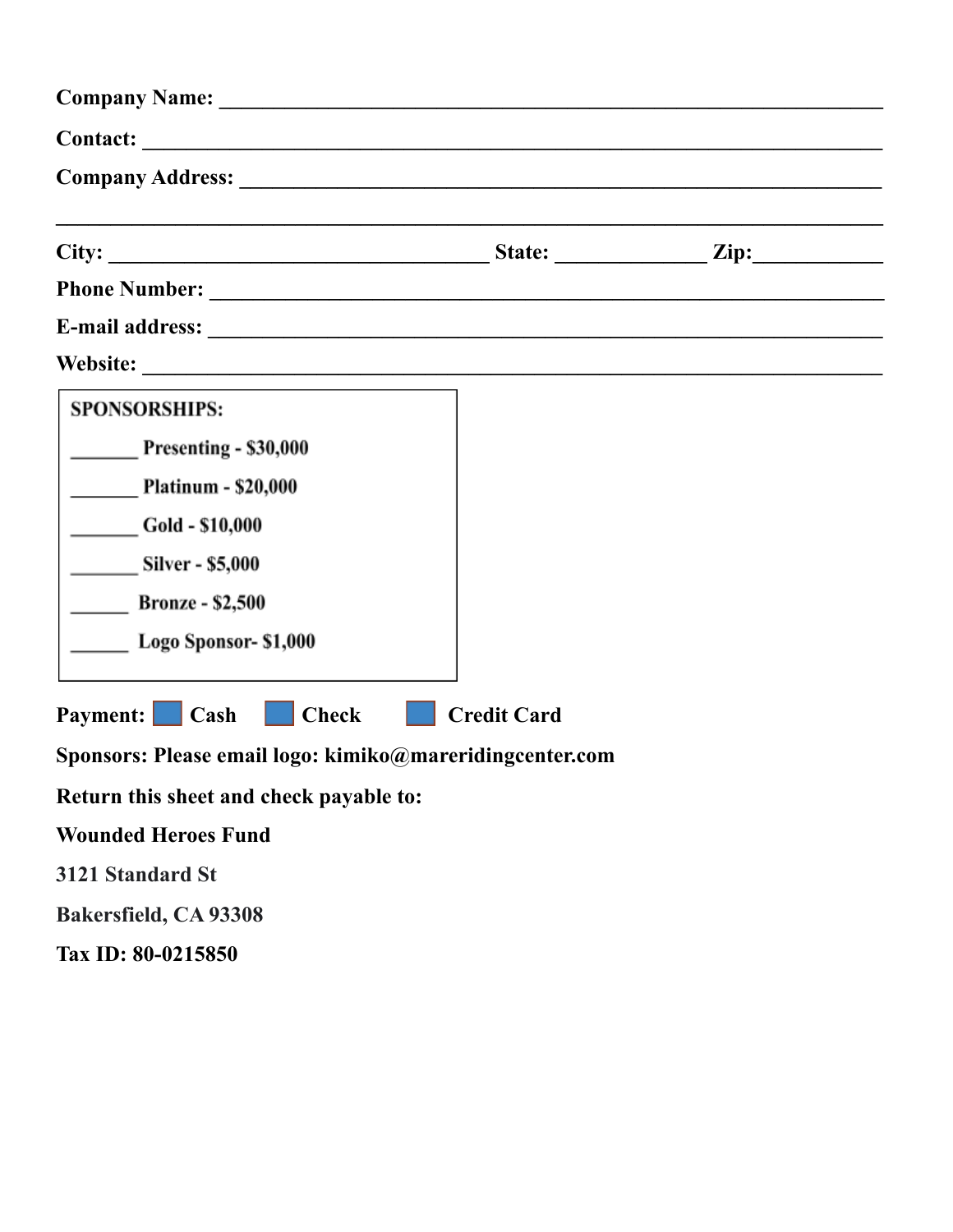**Company Name: ___________________________________________________________**

**Contact: _________________________________________________________________**

**Company Address: _________________________________________________________**

**___________________________________________________________________________**

**City: ___________________________________ State: ______________ Zip:____________**

**Phone Number: ___________________________________________________________**

**E-mail address: __________________________________________________________**

**Website: _________________________________________________________________**

**SPONSORSHIPS:**

**_______ Presenting - $30,000**

**_______ Platinum - $20,000**

**_______ Gold - $10,000**

**_______ Silver - $5,000**

**______ Bronze - $2,500**

**______ Logo Sponsor- $1,000**

**Payment:** ☐ **Cash** ☐ **Check** ☐ **Credit Card**

**Sponsors: Please email logo: kimiko@mareridingcenter.com**

**Return this sheet and check payable to:**

**Wounded Heroes Fund**

**3121 Standard St**

**Bakersfield, CA 93308**

**Tax ID: 80-0215850**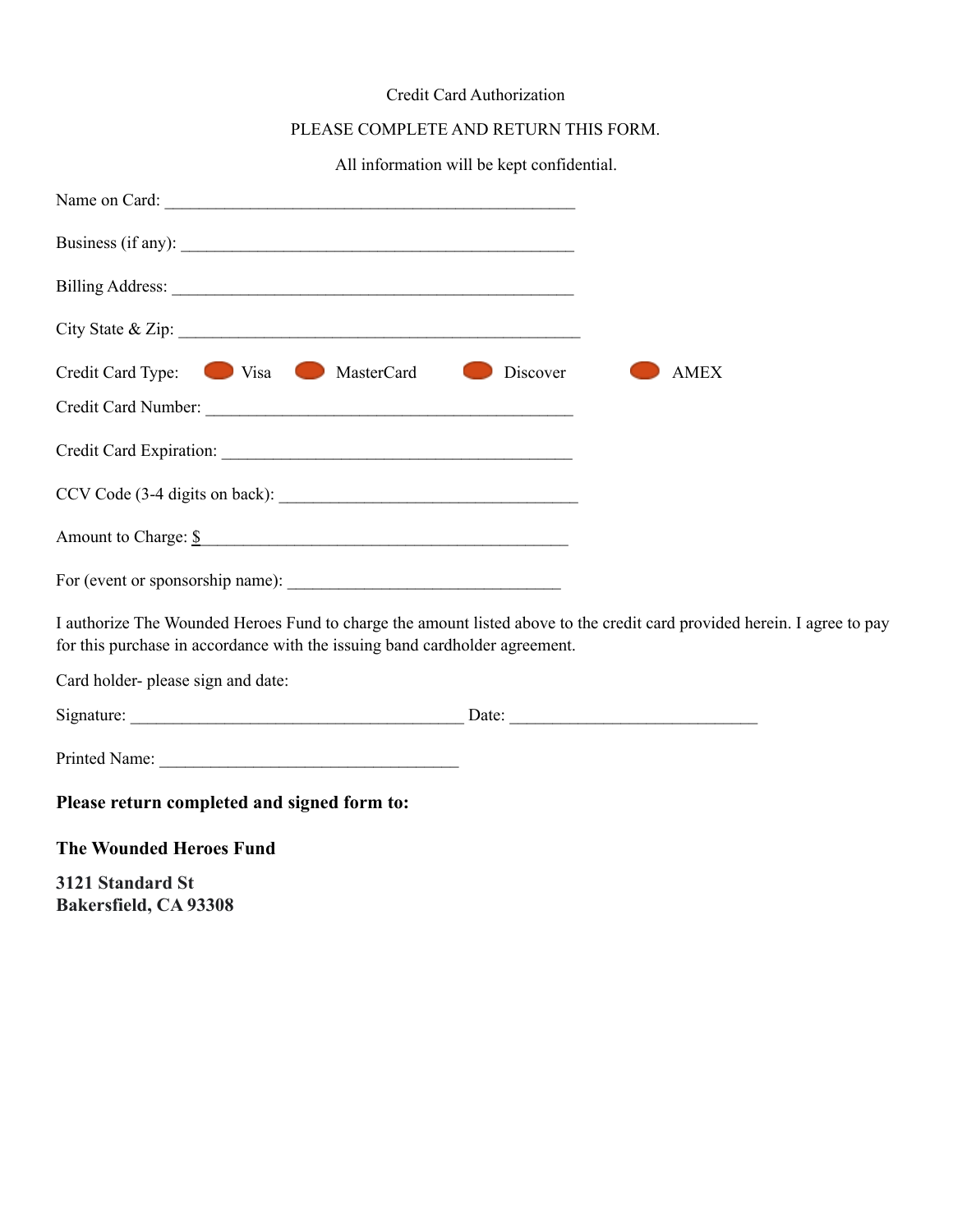Credit Card Authorization

PLEASE COMPLETE AND RETURN THIS FORM.

All information will be kept confidential.

Name on Card: ______________________________________________

Business (if any): ____________________________________________

Billing Address: _____________________________________________

City State & Zip: _____________________________________________

Credit Card Type: Visa MasterCard Discover AMEX

Credit Card Number: __________________________________________

Credit Card Expiration: ________________________________________

CCV Code (3-4 digits on back): _________________________________

Amount to Charge: $_________________________________________

For (event or sponsorship name): ______________________________

I authorize The Wounded Heroes Fund to charge the amount listed above to the credit card provided herein. I agree to pay for this purchase in accordance with the issuing band cardholder agreement.

Card holder- please sign and date:

Signature: _____________________________________ Date: ____________________________

Printed Name: __________________________________

**Please return completed and signed form to:**

**The Wounded Heroes Fund**

**3121 Standard St**
**Bakersfield, CA 93308**